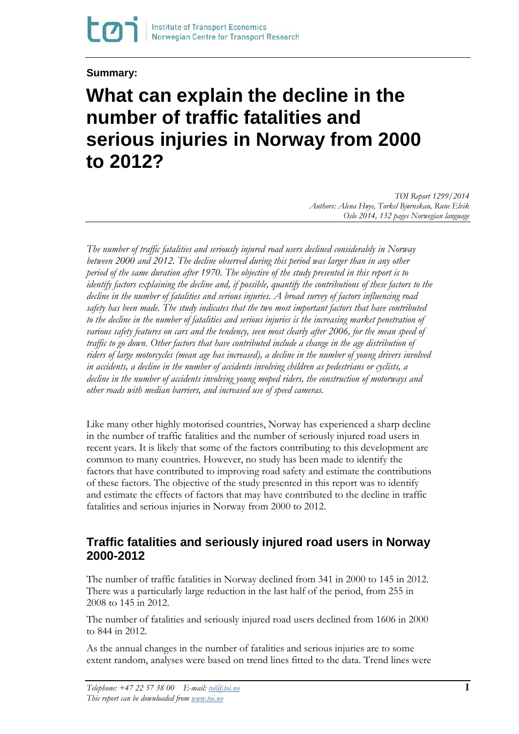**Summary:**

# What can explain the decline in the number of traffic fatalities and serious injuries in Norway from 2000 to 2012?

*TØI Report 1299/2014*
*Authors: Alena Høye, Torkel Bjørnskau, Rune Elvik*
*Oslo 2014, 132 pages Norwegian language*

*The number of traffic fatalities and seriously injured road users declined considerably in Norway between 2000 and 2012. The decline observed during this period was larger than in any other period of the same duration after 1970. The objective of the study presented in this report is to identify factors explaining the decline and, if possible, quantify the contributions of these factors to the decline in the number of fatalities and serious injuries. A broad survey of factors influencing road safety has been made. The study indicates that the two most important factors that have contributed to the decline in the number of fatalities and serious injuries is the increasing market penetration of various safety features on cars and the tendency, seen most clearly after 2006, for the mean speed of traffic to go down. Other factors that have contributed include a change in the age distribution of riders of large motorcycles (mean age has increased), a decline in the number of young drivers involved in accidents, a decline in the number of accidents involving children as pedestrians or cyclists, a decline in the number of accidents involving young moped riders, the construction of motorways and other roads with median barriers, and increased use of speed cameras.*

Like many other highly motorised countries, Norway has experienced a sharp decline in the number of traffic fatalities and the number of seriously injured road users in recent years. It is likely that some of the factors contributing to this development are common to many countries. However, no study has been made to identify the factors that have contributed to improving road safety and estimate the contributions of these factors. The objective of the study presented in this report was to identify and estimate the effects of factors that may have contributed to the decline in traffic fatalities and serious injuries in Norway from 2000 to 2012.

## Traffic fatalities and seriously injured road users in Norway 2000-2012

The number of traffic fatalities in Norway declined from 341 in 2000 to 145 in 2012. There was a particularly large reduction in the last half of the period, from 255 in 2008 to 145 in 2012.

The number of fatalities and seriously injured road users declined from 1606 in 2000 to 844 in 2012.

As the annual changes in the number of fatalities and serious injuries are to some extent random, analyses were based on trend lines fitted to the data. Trend lines were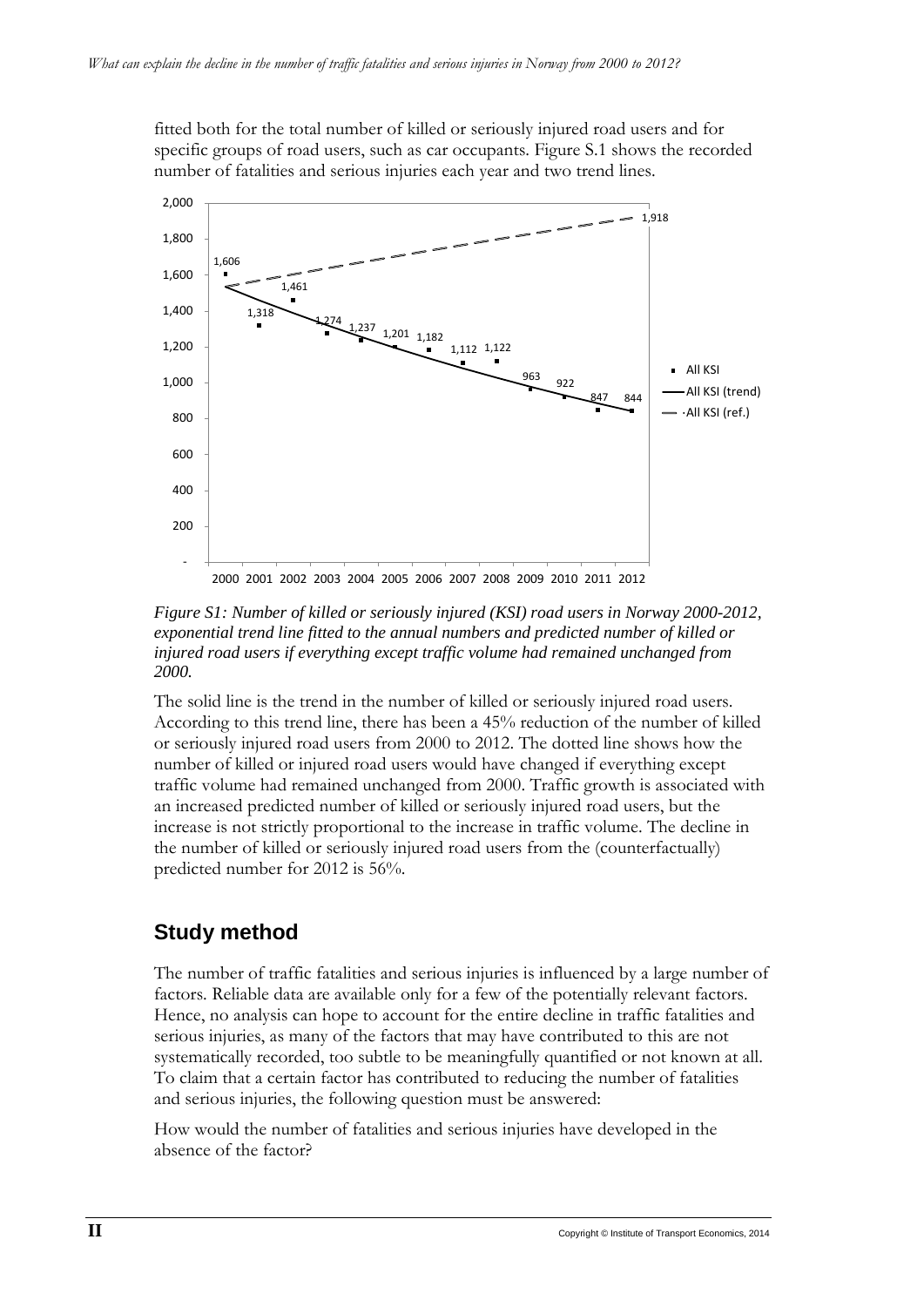fitted both for the total number of killed or seriously injured road users and for specific groups of road users, such as car occupants. Figure S.1 shows the recorded number of fatalities and serious injuries each year and two trend lines.

*Figure S1: Number of killed or seriously injured (KSI) road users in Norway 2000-2012, exponential trend line fitted to the annual numbers and predicted number of killed or injured road users if everything except traffic volume had remained unchanged from 2000.*

The solid line is the trend in the number of killed or seriously injured road users. According to this trend line, there has been a 45% reduction of the number of killed or seriously injured road users from 2000 to 2012. The dotted line shows how the number of killed or injured road users would have changed if everything except traffic volume had remained unchanged from 2000. Traffic growth is associated with an increased predicted number of killed or seriously injured road users, but the increase is not strictly proportional to the increase in traffic volume. The decline in the number of killed or seriously injured road users from the (counterfactually) predicted number for 2012 is 56%.

## Study method

The number of traffic fatalities and serious injuries is influenced by a large number of factors. Reliable data are available only for a few of the potentially relevant factors. Hence, no analysis can hope to account for the entire decline in traffic fatalities and serious injuries, as many of the factors that may have contributed to this are not systematically recorded, too subtle to be meaningfully quantified or not known at all. To claim that a certain factor has contributed to reducing the number of fatalities and serious injuries, the following question must be answered:

How would the number of fatalities and serious injuries have developed in the absence of the factor?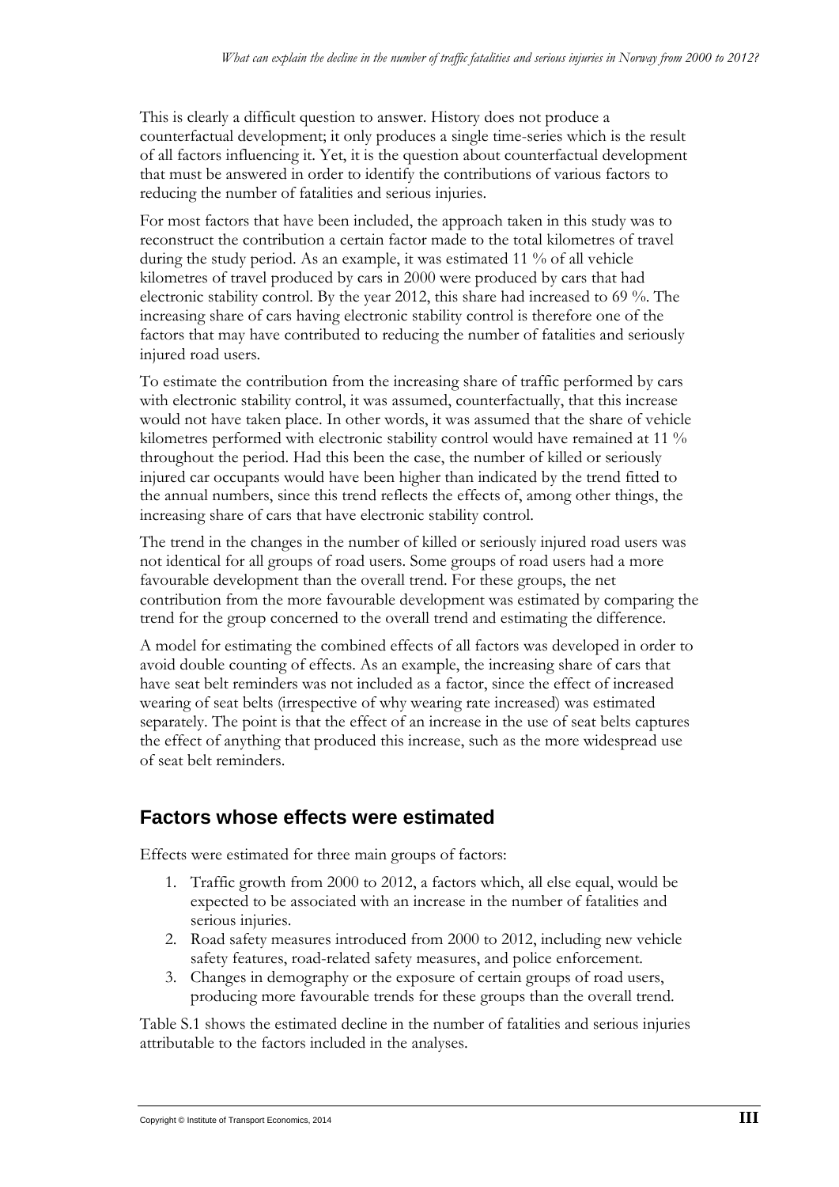This is clearly a difficult question to answer. History does not produce a counterfactual development; it only produces a single time-series which is the result of all factors influencing it. Yet, it is the question about counterfactual development that must be answered in order to identify the contributions of various factors to reducing the number of fatalities and serious injuries.

For most factors that have been included, the approach taken in this study was to reconstruct the contribution a certain factor made to the total kilometres of travel during the study period. As an example, it was estimated 11 % of all vehicle kilometres of travel produced by cars in 2000 were produced by cars that had electronic stability control. By the year 2012, this share had increased to 69 %. The increasing share of cars having electronic stability control is therefore one of the factors that may have contributed to reducing the number of fatalities and seriously injured road users.

To estimate the contribution from the increasing share of traffic performed by cars with electronic stability control, it was assumed, counterfactually, that this increase would not have taken place. In other words, it was assumed that the share of vehicle kilometres performed with electronic stability control would have remained at 11 % throughout the period. Had this been the case, the number of killed or seriously injured car occupants would have been higher than indicated by the trend fitted to the annual numbers, since this trend reflects the effects of, among other things, the increasing share of cars that have electronic stability control.

The trend in the changes in the number of killed or seriously injured road users was not identical for all groups of road users. Some groups of road users had a more favourable development than the overall trend. For these groups, the net contribution from the more favourable development was estimated by comparing the trend for the group concerned to the overall trend and estimating the difference.

A model for estimating the combined effects of all factors was developed in order to avoid double counting of effects. As an example, the increasing share of cars that have seat belt reminders was not included as a factor, since the effect of increased wearing of seat belts (irrespective of why wearing rate increased) was estimated separately. The point is that the effect of an increase in the use of seat belts captures the effect of anything that produced this increase, such as the more widespread use of seat belt reminders.

## Factors whose effects were estimated

Effects were estimated for three main groups of factors:

1. Traffic growth from 2000 to 2012, a factors which, all else equal, would be expected to be associated with an increase in the number of fatalities and serious injuries.
2. Road safety measures introduced from 2000 to 2012, including new vehicle safety features, road-related safety measures, and police enforcement.
3. Changes in demography or the exposure of certain groups of road users, producing more favourable trends for these groups than the overall trend.

Table S.1 shows the estimated decline in the number of fatalities and serious injuries attributable to the factors included in the analyses.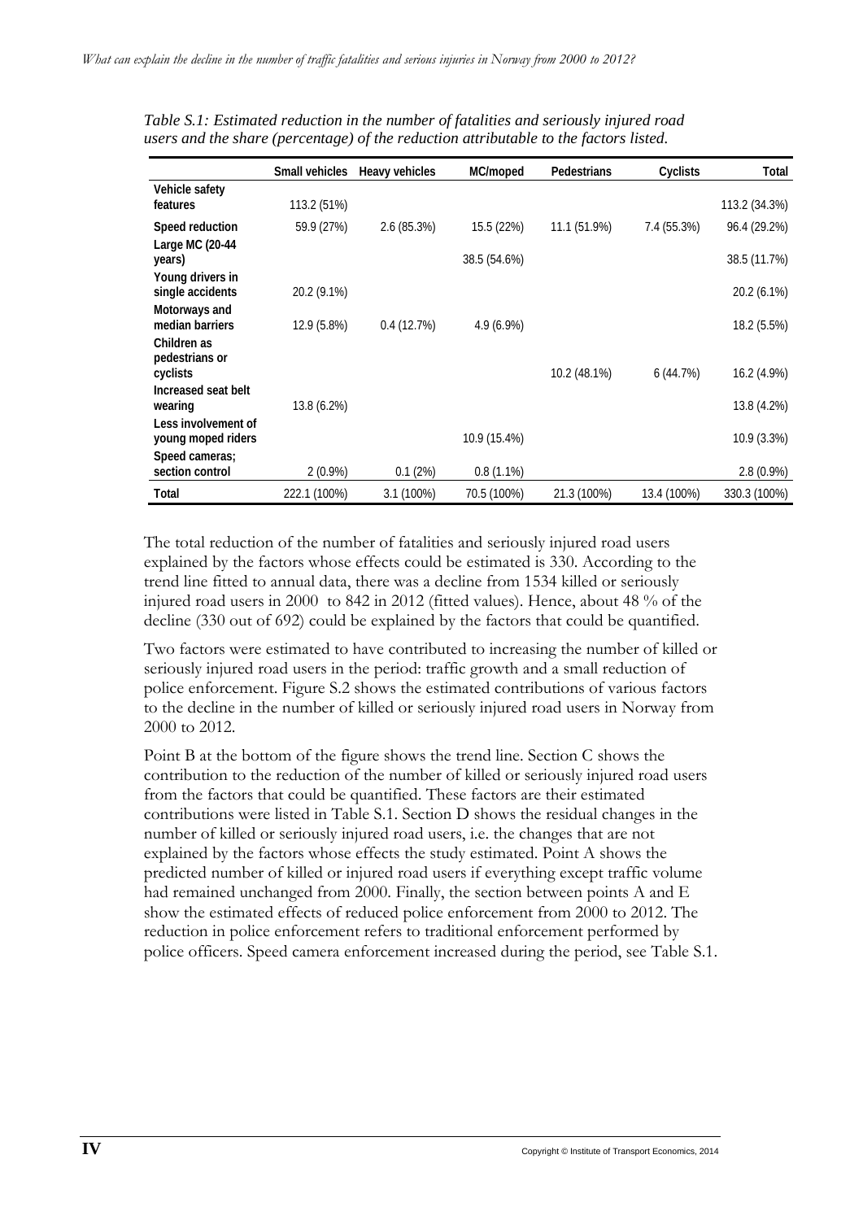*Table S.1: Estimated reduction in the number of fatalities and seriously injured road users and the share (percentage) of the reduction attributable to the factors listed.*

| | Small vehicles | Heavy vehicles | MC/moped | Pedestrians | Cyclists | Total |
|---|---|---|---|---|---|---|
| Vehicle safety features | 113.2 (51%) | | | | | 113.2 (34.3%) |
| Speed reduction | 59.9 (27%) | 2.6 (85.3%) | 15.5 (22%) | 11.1 (51.9%) | 7.4 (55.3%) | 96.4 (29.2%) |
| Large MC (20-44 years) | | | 38.5 (54.6%) | | | 38.5 (11.7%) |
| Young drivers in single accidents | 20.2 (9.1%) | | | | | 20.2 (6.1%) |
| Motorways and median barriers | 12.9 (5.8%) | 0.4 (12.7%) | 4.9 (6.9%) | | | 18.2 (5.5%) |
| Children as pedestrians or cyclists | | | | 10.2 (48.1%) | 6 (44.7%) | 16.2 (4.9%) |
| Increased seat belt wearing | 13.8 (6.2%) | | | | | 13.8 (4.2%) |
| Less involvement of young moped riders | | | 10.9 (15.4%) | | | 10.9 (3.3%) |
| Speed cameras; section control | 2 (0.9%) | 0.1 (2%) | 0.8 (1.1%) | | | 2.8 (0.9%) |
| Total | 222.1 (100%) | 3.1 (100%) | 70.5 (100%) | 21.3 (100%) | 13.4 (100%) | 330.3 (100%) |

The total reduction of the number of fatalities and seriously injured road users explained by the factors whose effects could be estimated is 330. According to the trend line fitted to annual data, there was a decline from 1534 killed or seriously injured road users in 2000 to 842 in 2012 (fitted values). Hence, about 48 % of the decline (330 out of 692) could be explained by the factors that could be quantified.

Two factors were estimated to have contributed to increasing the number of killed or seriously injured road users in the period: traffic growth and a small reduction of police enforcement. Figure S.2 shows the estimated contributions of various factors to the decline in the number of killed or seriously injured road users in Norway from 2000 to 2012.

Point B at the bottom of the figure shows the trend line. Section C shows the contribution to the reduction of the number of killed or seriously injured road users from the factors that could be quantified. These factors are their estimated contributions were listed in Table S.1. Section D shows the residual changes in the number of killed or seriously injured road users, i.e. the changes that are not explained by the factors whose effects the study estimated. Point A shows the predicted number of killed or injured road users if everything except traffic volume had remained unchanged from 2000. Finally, the section between points A and E show the estimated effects of reduced police enforcement from 2000 to 2012. The reduction in police enforcement refers to traditional enforcement performed by police officers. Speed camera enforcement increased during the period, see Table S.1.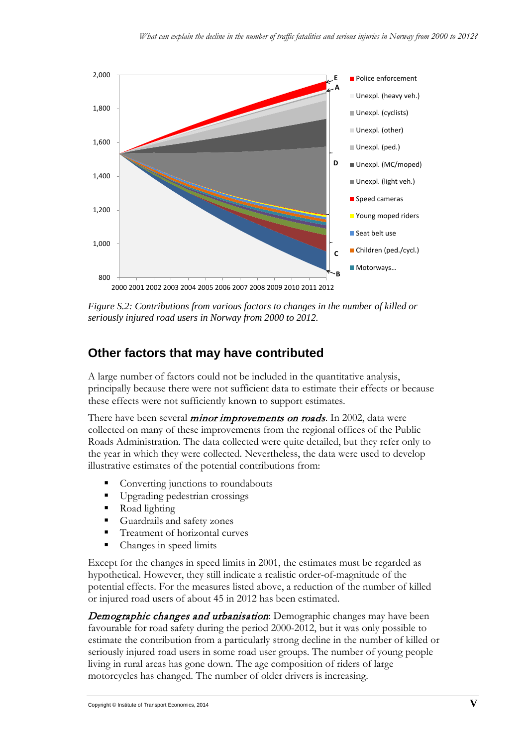*Figure S.2: Contributions from various factors to changes in the number of killed or seriously injured road users in Norway from 2000 to 2012.*

## Other factors that may have contributed

A large number of factors could not be included in the quantitative analysis, principally because there were not sufficient data to estimate their effects or because these effects were not sufficiently known to support estimates.

There have been several ***minor improvements on roads***. In 2002, data were collected on many of these improvements from the regional offices of the Public Roads Administration. The data collected were quite detailed, but they refer only to the year in which they were collected. Nevertheless, the data were used to develop illustrative estimates of the potential contributions from:

- Converting junctions to roundabouts
- Upgrading pedestrian crossings
- Road lighting
- Guardrails and safety zones
- Treatment of horizontal curves
- Changes in speed limits

Except for the changes in speed limits in 2001, the estimates must be regarded as hypothetical. However, they still indicate a realistic order-of-magnitude of the potential effects. For the measures listed above, a reduction of the number of killed or injured road users of about 45 in 2012 has been estimated.

***Demographic changes and urbanisation***: Demographic changes may have been favourable for road safety during the period 2000-2012, but it was only possible to estimate the contribution from a particularly strong decline in the number of killed or seriously injured road users in some road user groups. The number of young people living in rural areas has gone down. The age composition of riders of large motorcycles has changed. The number of older drivers is increasing.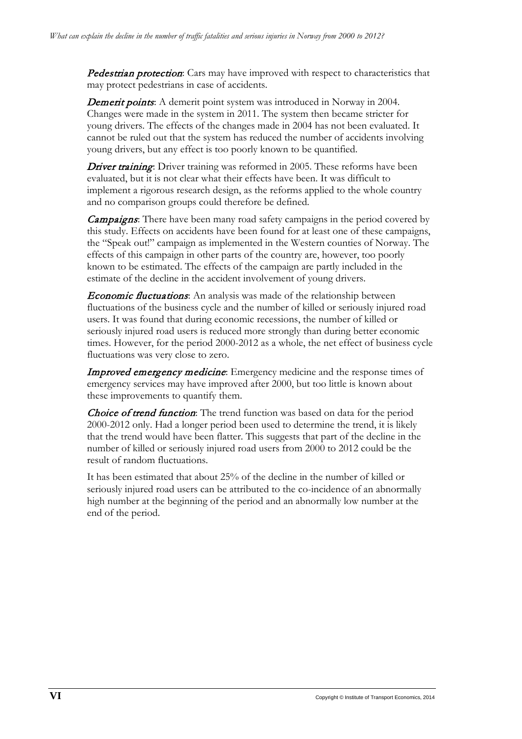*Pedestrian protection*: Cars may have improved with respect to characteristics that may protect pedestrians in case of accidents.

*Demerit points*: A demerit point system was introduced in Norway in 2004. Changes were made in the system in 2011. The system then became stricter for young drivers. The effects of the changes made in 2004 has not been evaluated. It cannot be ruled out that the system has reduced the number of accidents involving young drivers, but any effect is too poorly known to be quantified.

*Driver training*: Driver training was reformed in 2005. These reforms have been evaluated, but it is not clear what their effects have been. It was difficult to implement a rigorous research design, as the reforms applied to the whole country and no comparison groups could therefore be defined.

*Campaigns*: There have been many road safety campaigns in the period covered by this study. Effects on accidents have been found for at least one of these campaigns, the "Speak out!" campaign as implemented in the Western counties of Norway. The effects of this campaign in other parts of the country are, however, too poorly known to be estimated. The effects of the campaign are partly included in the estimate of the decline in the accident involvement of young drivers.

*Economic fluctuations*: An analysis was made of the relationship between fluctuations of the business cycle and the number of killed or seriously injured road users. It was found that during economic recessions, the number of killed or seriously injured road users is reduced more strongly than during better economic times. However, for the period 2000-2012 as a whole, the net effect of business cycle fluctuations was very close to zero.

*Improved emergency medicine*: Emergency medicine and the response times of emergency services may have improved after 2000, but too little is known about these improvements to quantify them.

*Choice of trend function*: The trend function was based on data for the period 2000-2012 only. Had a longer period been used to determine the trend, it is likely that the trend would have been flatter. This suggests that part of the decline in the number of killed or seriously injured road users from 2000 to 2012 could be the result of random fluctuations.

It has been estimated that about 25% of the decline in the number of killed or seriously injured road users can be attributed to the co-incidence of an abnormally high number at the beginning of the period and an abnormally low number at the end of the period.